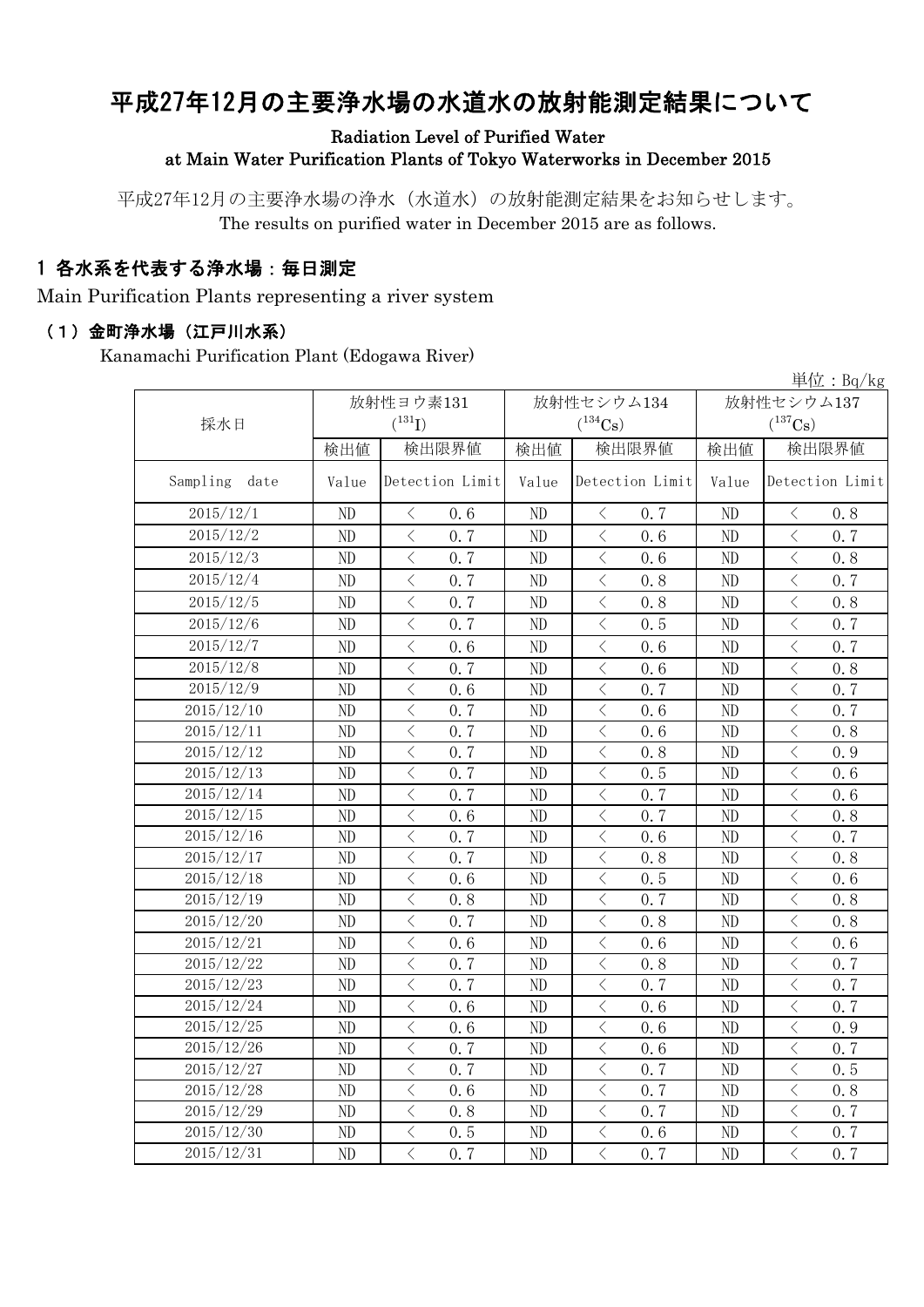# 平成27年12月の主要浄水場の水道水の放射能測定結果について

**Radiation Level of Purified Water at Main Water Purification Plants of Tokyo Waterworks in December 2015**

平成27年12月の主要浄水場の浄水（水道水）の放射能測定結果をお知らせします。
The results on purified water in December 2015 are as follows.

## 1 各水系を代表する浄水場：毎日測定

Main Purification Plants representing a river system

### （1）金町浄水場（江戸川水系）

Kanamachi Purification Plant (Edogawa River)

単位：Bq/kg

| 採水日 | 放射性ヨウ素131 ($^{131}I$) | | 放射性セシウム134 ($^{134}Cs$) | | 放射性セシウム137 ($^{137}Cs$) | |
|---|---|---|---|---|---|---|
| | 検出値 | 検出限界値 | 検出値 | 検出限界値 | 検出値 | 検出限界値 |
| Sampling date | Value | Detection Limit | Value | Detection Limit | Value | Detection Limit |
| 2015/12/1 | ND | ＜ 0.6 | ND | ＜ 0.7 | ND | ＜ 0.8 |
| 2015/12/2 | ND | ＜ 0.7 | ND | ＜ 0.6 | ND | ＜ 0.7 |
| 2015/12/3 | ND | ＜ 0.7 | ND | ＜ 0.6 | ND | ＜ 0.8 |
| 2015/12/4 | ND | ＜ 0.7 | ND | ＜ 0.8 | ND | ＜ 0.7 |
| 2015/12/5 | ND | ＜ 0.7 | ND | ＜ 0.8 | ND | ＜ 0.8 |
| 2015/12/6 | ND | ＜ 0.7 | ND | ＜ 0.5 | ND | ＜ 0.7 |
| 2015/12/7 | ND | ＜ 0.6 | ND | ＜ 0.6 | ND | ＜ 0.7 |
| 2015/12/8 | ND | ＜ 0.7 | ND | ＜ 0.6 | ND | ＜ 0.8 |
| 2015/12/9 | ND | ＜ 0.6 | ND | ＜ 0.7 | ND | ＜ 0.7 |
| 2015/12/10 | ND | ＜ 0.7 | ND | ＜ 0.6 | ND | ＜ 0.7 |
| 2015/12/11 | ND | ＜ 0.7 | ND | ＜ 0.6 | ND | ＜ 0.8 |
| 2015/12/12 | ND | ＜ 0.7 | ND | ＜ 0.8 | ND | ＜ 0.9 |
| 2015/12/13 | ND | ＜ 0.7 | ND | ＜ 0.5 | ND | ＜ 0.6 |
| 2015/12/14 | ND | ＜ 0.7 | ND | ＜ 0.7 | ND | ＜ 0.6 |
| 2015/12/15 | ND | ＜ 0.6 | ND | ＜ 0.7 | ND | ＜ 0.8 |
| 2015/12/16 | ND | ＜ 0.7 | ND | ＜ 0.6 | ND | ＜ 0.7 |
| 2015/12/17 | ND | ＜ 0.7 | ND | ＜ 0.8 | ND | ＜ 0.8 |
| 2015/12/18 | ND | ＜ 0.6 | ND | ＜ 0.5 | ND | ＜ 0.6 |
| 2015/12/19 | ND | ＜ 0.8 | ND | ＜ 0.7 | ND | ＜ 0.8 |
| 2015/12/20 | ND | ＜ 0.7 | ND | ＜ 0.8 | ND | ＜ 0.8 |
| 2015/12/21 | ND | ＜ 0.6 | ND | ＜ 0.6 | ND | ＜ 0.6 |
| 2015/12/22 | ND | ＜ 0.7 | ND | ＜ 0.8 | ND | ＜ 0.7 |
| 2015/12/23 | ND | ＜ 0.7 | ND | ＜ 0.7 | ND | ＜ 0.7 |
| 2015/12/24 | ND | ＜ 0.6 | ND | ＜ 0.6 | ND | ＜ 0.7 |
| 2015/12/25 | ND | ＜ 0.6 | ND | ＜ 0.6 | ND | ＜ 0.9 |
| 2015/12/26 | ND | ＜ 0.7 | ND | ＜ 0.6 | ND | ＜ 0.7 |
| 2015/12/27 | ND | ＜ 0.7 | ND | ＜ 0.7 | ND | ＜ 0.5 |
| 2015/12/28 | ND | ＜ 0.6 | ND | ＜ 0.7 | ND | ＜ 0.8 |
| 2015/12/29 | ND | ＜ 0.8 | ND | ＜ 0.7 | ND | ＜ 0.7 |
| 2015/12/30 | ND | ＜ 0.5 | ND | ＜ 0.6 | ND | ＜ 0.7 |
| 2015/12/31 | ND | ＜ 0.7 | ND | ＜ 0.7 | ND | ＜ 0.7 |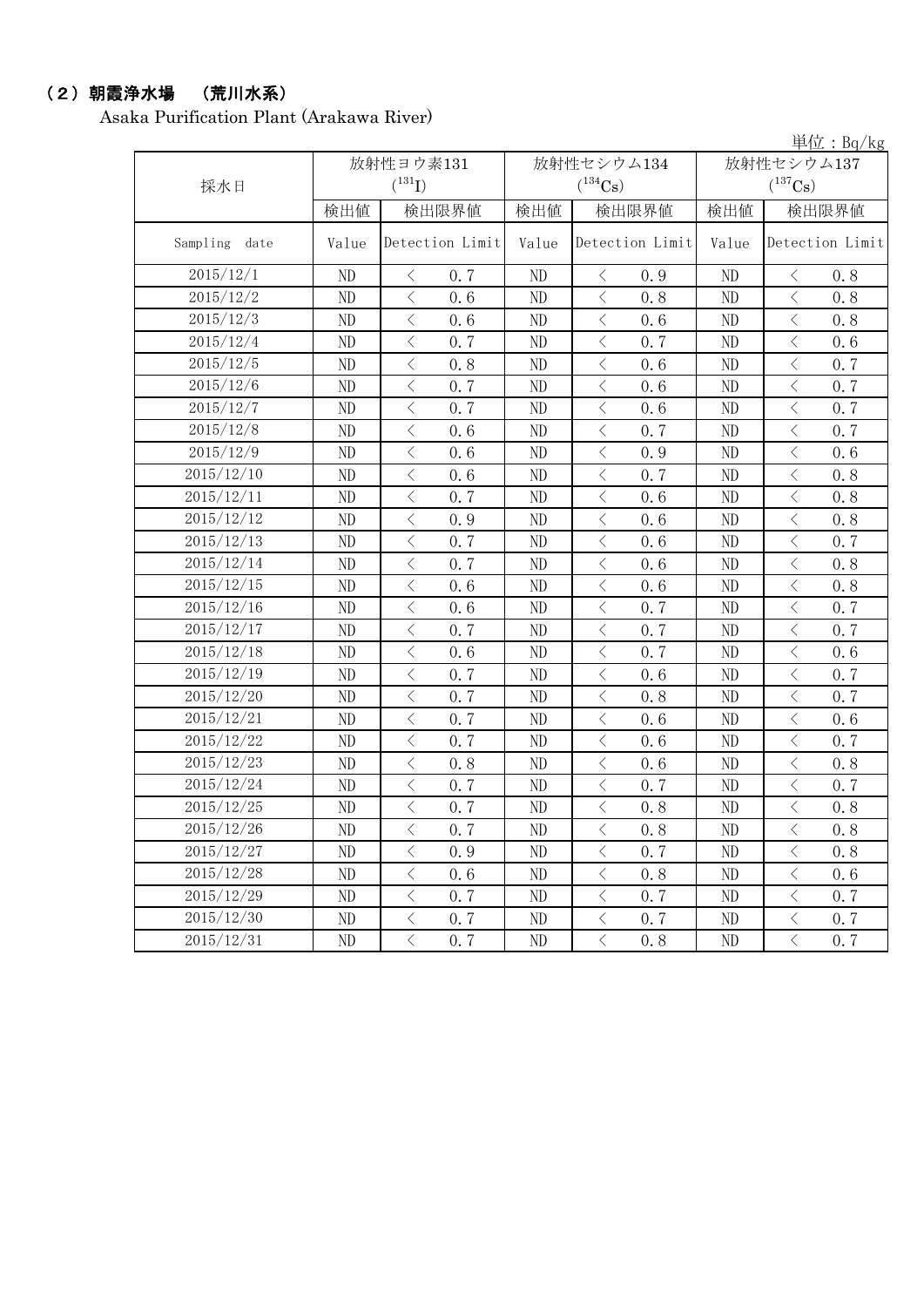## （2）朝霞浄水場　（荒川水系）

Asaka Purification Plant (Arakawa River)

単位：Bq/kg

| 採水日 | 放射性ヨウ素131 ($^{131}I$) | | 放射性セシウム134 ($^{134}Cs$) | | 放射性セシウム137 ($^{137}Cs$) | |
|---|---|---|---|---|---|---|
| | 検出値 | 検出限界値 | 検出値 | 検出限界値 | 検出値 | 検出限界値 |
| Sampling date | Value | Detection Limit | Value | Detection Limit | Value | Detection Limit |
| 2015/12/1 | ND | ＜ 0.7 | ND | ＜ 0.9 | ND | ＜ 0.8 |
| 2015/12/2 | ND | ＜ 0.6 | ND | ＜ 0.8 | ND | ＜ 0.8 |
| 2015/12/3 | ND | ＜ 0.6 | ND | ＜ 0.6 | ND | ＜ 0.8 |
| 2015/12/4 | ND | ＜ 0.7 | ND | ＜ 0.7 | ND | ＜ 0.6 |
| 2015/12/5 | ND | ＜ 0.8 | ND | ＜ 0.6 | ND | ＜ 0.7 |
| 2015/12/6 | ND | ＜ 0.7 | ND | ＜ 0.6 | ND | ＜ 0.7 |
| 2015/12/7 | ND | ＜ 0.7 | ND | ＜ 0.6 | ND | ＜ 0.7 |
| 2015/12/8 | ND | ＜ 0.6 | ND | ＜ 0.7 | ND | ＜ 0.7 |
| 2015/12/9 | ND | ＜ 0.6 | ND | ＜ 0.9 | ND | ＜ 0.6 |
| 2015/12/10 | ND | ＜ 0.6 | ND | ＜ 0.7 | ND | ＜ 0.8 |
| 2015/12/11 | ND | ＜ 0.7 | ND | ＜ 0.6 | ND | ＜ 0.8 |
| 2015/12/12 | ND | ＜ 0.9 | ND | ＜ 0.6 | ND | ＜ 0.8 |
| 2015/12/13 | ND | ＜ 0.7 | ND | ＜ 0.6 | ND | ＜ 0.7 |
| 2015/12/14 | ND | ＜ 0.7 | ND | ＜ 0.6 | ND | ＜ 0.8 |
| 2015/12/15 | ND | ＜ 0.6 | ND | ＜ 0.6 | ND | ＜ 0.8 |
| 2015/12/16 | ND | ＜ 0.6 | ND | ＜ 0.7 | ND | ＜ 0.7 |
| 2015/12/17 | ND | ＜ 0.7 | ND | ＜ 0.7 | ND | ＜ 0.7 |
| 2015/12/18 | ND | ＜ 0.6 | ND | ＜ 0.7 | ND | ＜ 0.6 |
| 2015/12/19 | ND | ＜ 0.7 | ND | ＜ 0.6 | ND | ＜ 0.7 |
| 2015/12/20 | ND | ＜ 0.7 | ND | ＜ 0.8 | ND | ＜ 0.7 |
| 2015/12/21 | ND | ＜ 0.7 | ND | ＜ 0.6 | ND | ＜ 0.6 |
| 2015/12/22 | ND | ＜ 0.7 | ND | ＜ 0.6 | ND | ＜ 0.7 |
| 2015/12/23 | ND | ＜ 0.8 | ND | ＜ 0.6 | ND | ＜ 0.8 |
| 2015/12/24 | ND | ＜ 0.7 | ND | ＜ 0.7 | ND | ＜ 0.7 |
| 2015/12/25 | ND | ＜ 0.7 | ND | ＜ 0.8 | ND | ＜ 0.8 |
| 2015/12/26 | ND | ＜ 0.7 | ND | ＜ 0.8 | ND | ＜ 0.8 |
| 2015/12/27 | ND | ＜ 0.9 | ND | ＜ 0.7 | ND | ＜ 0.8 |
| 2015/12/28 | ND | ＜ 0.6 | ND | ＜ 0.8 | ND | ＜ 0.6 |
| 2015/12/29 | ND | ＜ 0.7 | ND | ＜ 0.7 | ND | ＜ 0.7 |
| 2015/12/30 | ND | ＜ 0.7 | ND | ＜ 0.7 | ND | ＜ 0.7 |
| 2015/12/31 | ND | ＜ 0.7 | ND | ＜ 0.8 | ND | ＜ 0.7 |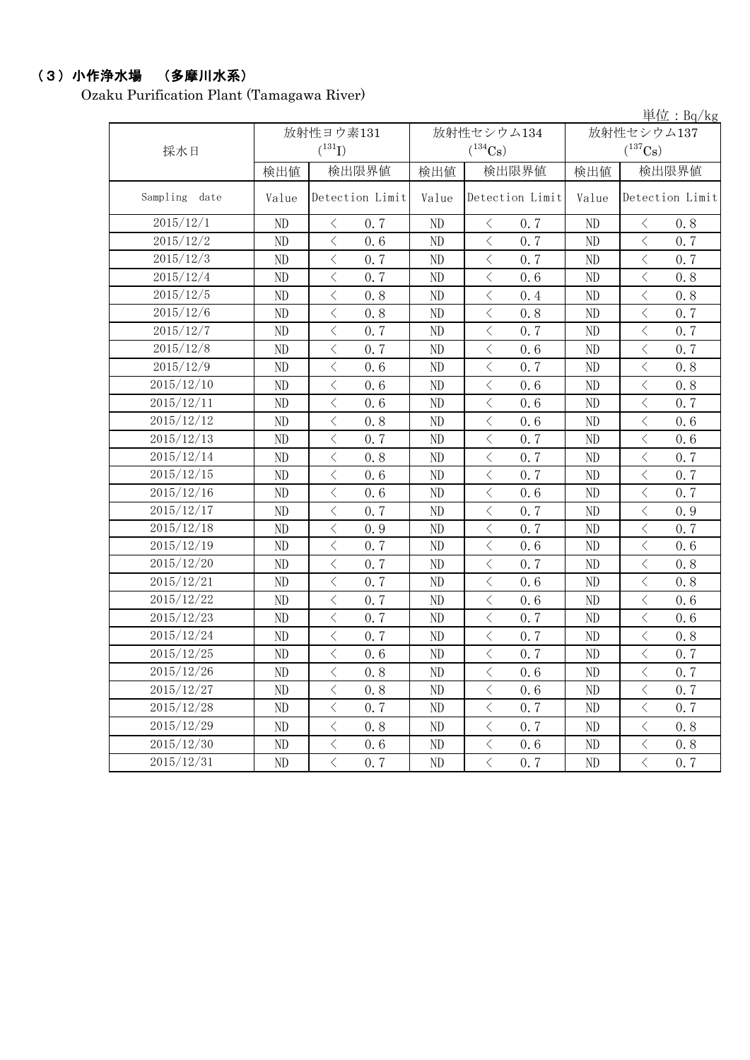## （3）小作浄水場　（多摩川水系）

Ozaku Purification Plant (Tamagawa River)

単位：Bq/kg

| 採水日 | 放射性ヨウ素131 ($^{131}I$) | | 放射性セシウム134 ($^{134}Cs$) | | 放射性セシウム137 ($^{137}Cs$) | |
|---|---|---|---|---|---|---|
| | 検出値 | 検出限界値 | 検出値 | 検出限界値 | 検出値 | 検出限界値 |
| Sampling date | Value | Detection Limit | Value | Detection Limit | Value | Detection Limit |
| 2015/12/1 | ND | ＜ 0.7 | ND | ＜ 0.7 | ND | ＜ 0.8 |
| 2015/12/2 | ND | ＜ 0.6 | ND | ＜ 0.7 | ND | ＜ 0.7 |
| 2015/12/3 | ND | ＜ 0.7 | ND | ＜ 0.7 | ND | ＜ 0.7 |
| 2015/12/4 | ND | ＜ 0.7 | ND | ＜ 0.6 | ND | ＜ 0.8 |
| 2015/12/5 | ND | ＜ 0.8 | ND | ＜ 0.4 | ND | ＜ 0.8 |
| 2015/12/6 | ND | ＜ 0.8 | ND | ＜ 0.8 | ND | ＜ 0.7 |
| 2015/12/7 | ND | ＜ 0.7 | ND | ＜ 0.7 | ND | ＜ 0.7 |
| 2015/12/8 | ND | ＜ 0.7 | ND | ＜ 0.6 | ND | ＜ 0.7 |
| 2015/12/9 | ND | ＜ 0.6 | ND | ＜ 0.7 | ND | ＜ 0.8 |
| 2015/12/10 | ND | ＜ 0.6 | ND | ＜ 0.6 | ND | ＜ 0.8 |
| 2015/12/11 | ND | ＜ 0.6 | ND | ＜ 0.6 | ND | ＜ 0.7 |
| 2015/12/12 | ND | ＜ 0.8 | ND | ＜ 0.6 | ND | ＜ 0.6 |
| 2015/12/13 | ND | ＜ 0.7 | ND | ＜ 0.7 | ND | ＜ 0.6 |
| 2015/12/14 | ND | ＜ 0.8 | ND | ＜ 0.7 | ND | ＜ 0.7 |
| 2015/12/15 | ND | ＜ 0.6 | ND | ＜ 0.7 | ND | ＜ 0.7 |
| 2015/12/16 | ND | ＜ 0.6 | ND | ＜ 0.6 | ND | ＜ 0.7 |
| 2015/12/17 | ND | ＜ 0.7 | ND | ＜ 0.7 | ND | ＜ 0.9 |
| 2015/12/18 | ND | ＜ 0.9 | ND | ＜ 0.7 | ND | ＜ 0.7 |
| 2015/12/19 | ND | ＜ 0.7 | ND | ＜ 0.6 | ND | ＜ 0.6 |
| 2015/12/20 | ND | ＜ 0.7 | ND | ＜ 0.7 | ND | ＜ 0.8 |
| 2015/12/21 | ND | ＜ 0.7 | ND | ＜ 0.6 | ND | ＜ 0.8 |
| 2015/12/22 | ND | ＜ 0.7 | ND | ＜ 0.6 | ND | ＜ 0.6 |
| 2015/12/23 | ND | ＜ 0.7 | ND | ＜ 0.7 | ND | ＜ 0.6 |
| 2015/12/24 | ND | ＜ 0.7 | ND | ＜ 0.7 | ND | ＜ 0.8 |
| 2015/12/25 | ND | ＜ 0.6 | ND | ＜ 0.7 | ND | ＜ 0.7 |
| 2015/12/26 | ND | ＜ 0.8 | ND | ＜ 0.6 | ND | ＜ 0.7 |
| 2015/12/27 | ND | ＜ 0.8 | ND | ＜ 0.6 | ND | ＜ 0.7 |
| 2015/12/28 | ND | ＜ 0.7 | ND | ＜ 0.7 | ND | ＜ 0.7 |
| 2015/12/29 | ND | ＜ 0.8 | ND | ＜ 0.7 | ND | ＜ 0.8 |
| 2015/12/30 | ND | ＜ 0.6 | ND | ＜ 0.6 | ND | ＜ 0.8 |
| 2015/12/31 | ND | ＜ 0.7 | ND | ＜ 0.7 | ND | ＜ 0.7 |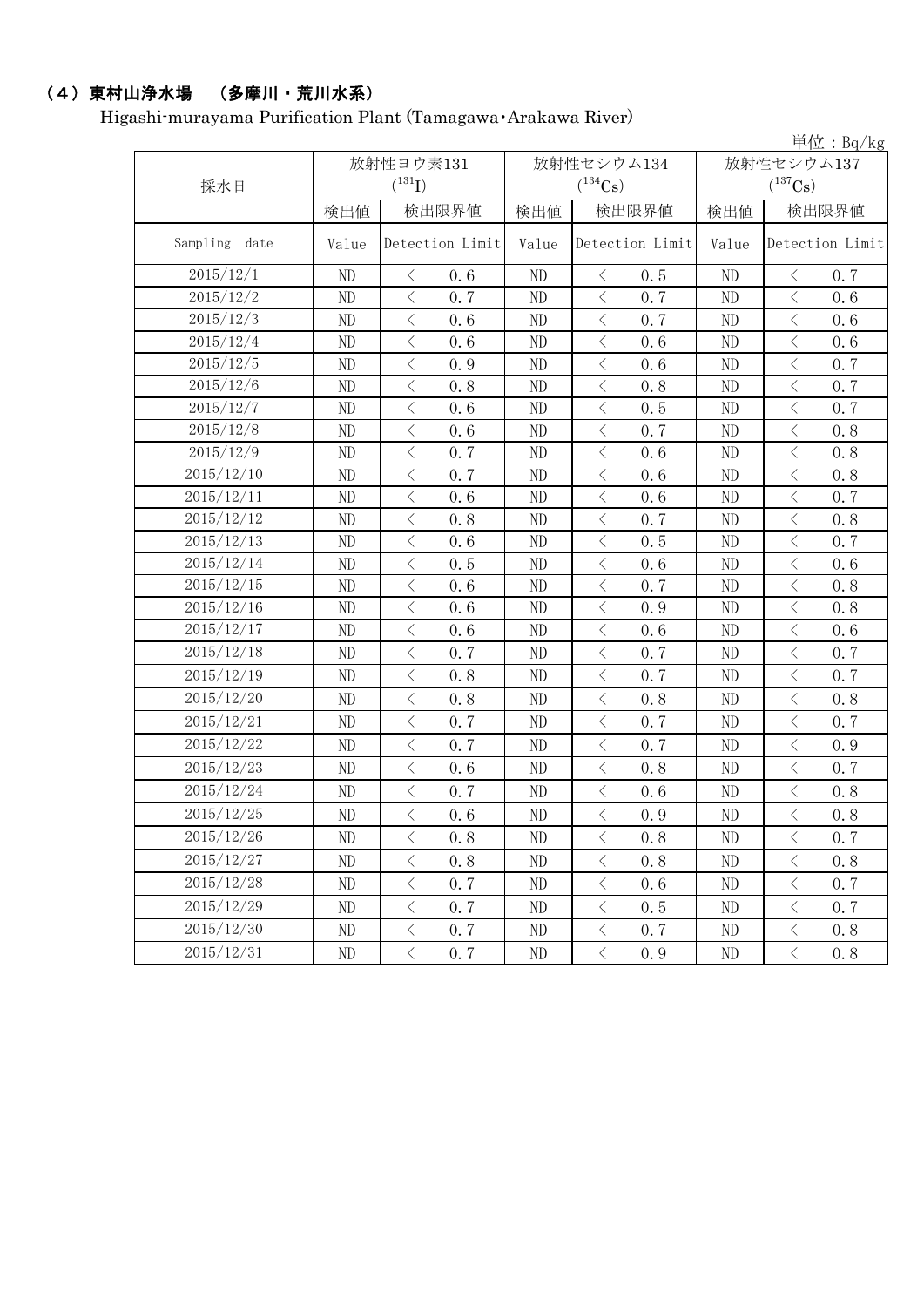## （4）東村山浄水場　（多摩川・荒川水系）

Higashi-murayama Purification Plant (Tamagawa･Arakawa River)

単位：Bq/kg

| 採水日 | 放射性ヨウ素131 ($^{131}I$) | | 放射性セシウム134 ($^{134}Cs$) | | 放射性セシウム137 ($^{137}Cs$) | |
|---|---|---|---|---|---|---|
| | 検出値 | 検出限界値 | 検出値 | 検出限界値 | 検出値 | 検出限界値 |
| Sampling date | Value | Detection Limit | Value | Detection Limit | Value | Detection Limit |
| 2015/12/1 | ND | ＜ 0.6 | ND | ＜ 0.5 | ND | ＜ 0.7 |
| 2015/12/2 | ND | ＜ 0.7 | ND | ＜ 0.7 | ND | ＜ 0.6 |
| 2015/12/3 | ND | ＜ 0.6 | ND | ＜ 0.7 | ND | ＜ 0.6 |
| 2015/12/4 | ND | ＜ 0.6 | ND | ＜ 0.6 | ND | ＜ 0.6 |
| 2015/12/5 | ND | ＜ 0.9 | ND | ＜ 0.6 | ND | ＜ 0.7 |
| 2015/12/6 | ND | ＜ 0.8 | ND | ＜ 0.8 | ND | ＜ 0.7 |
| 2015/12/7 | ND | ＜ 0.6 | ND | ＜ 0.5 | ND | ＜ 0.7 |
| 2015/12/8 | ND | ＜ 0.6 | ND | ＜ 0.7 | ND | ＜ 0.8 |
| 2015/12/9 | ND | ＜ 0.7 | ND | ＜ 0.6 | ND | ＜ 0.8 |
| 2015/12/10 | ND | ＜ 0.7 | ND | ＜ 0.6 | ND | ＜ 0.8 |
| 2015/12/11 | ND | ＜ 0.6 | ND | ＜ 0.6 | ND | ＜ 0.7 |
| 2015/12/12 | ND | ＜ 0.8 | ND | ＜ 0.7 | ND | ＜ 0.8 |
| 2015/12/13 | ND | ＜ 0.6 | ND | ＜ 0.5 | ND | ＜ 0.7 |
| 2015/12/14 | ND | ＜ 0.5 | ND | ＜ 0.6 | ND | ＜ 0.6 |
| 2015/12/15 | ND | ＜ 0.6 | ND | ＜ 0.7 | ND | ＜ 0.8 |
| 2015/12/16 | ND | ＜ 0.6 | ND | ＜ 0.9 | ND | ＜ 0.8 |
| 2015/12/17 | ND | ＜ 0.6 | ND | ＜ 0.6 | ND | ＜ 0.6 |
| 2015/12/18 | ND | ＜ 0.7 | ND | ＜ 0.7 | ND | ＜ 0.7 |
| 2015/12/19 | ND | ＜ 0.8 | ND | ＜ 0.7 | ND | ＜ 0.7 |
| 2015/12/20 | ND | ＜ 0.8 | ND | ＜ 0.8 | ND | ＜ 0.8 |
| 2015/12/21 | ND | ＜ 0.7 | ND | ＜ 0.7 | ND | ＜ 0.7 |
| 2015/12/22 | ND | ＜ 0.7 | ND | ＜ 0.7 | ND | ＜ 0.9 |
| 2015/12/23 | ND | ＜ 0.6 | ND | ＜ 0.8 | ND | ＜ 0.7 |
| 2015/12/24 | ND | ＜ 0.7 | ND | ＜ 0.6 | ND | ＜ 0.8 |
| 2015/12/25 | ND | ＜ 0.6 | ND | ＜ 0.9 | ND | ＜ 0.8 |
| 2015/12/26 | ND | ＜ 0.8 | ND | ＜ 0.8 | ND | ＜ 0.7 |
| 2015/12/27 | ND | ＜ 0.8 | ND | ＜ 0.8 | ND | ＜ 0.8 |
| 2015/12/28 | ND | ＜ 0.7 | ND | ＜ 0.6 | ND | ＜ 0.7 |
| 2015/12/29 | ND | ＜ 0.7 | ND | ＜ 0.5 | ND | ＜ 0.7 |
| 2015/12/30 | ND | ＜ 0.7 | ND | ＜ 0.7 | ND | ＜ 0.8 |
| 2015/12/31 | ND | ＜ 0.7 | ND | ＜ 0.9 | ND | ＜ 0.8 |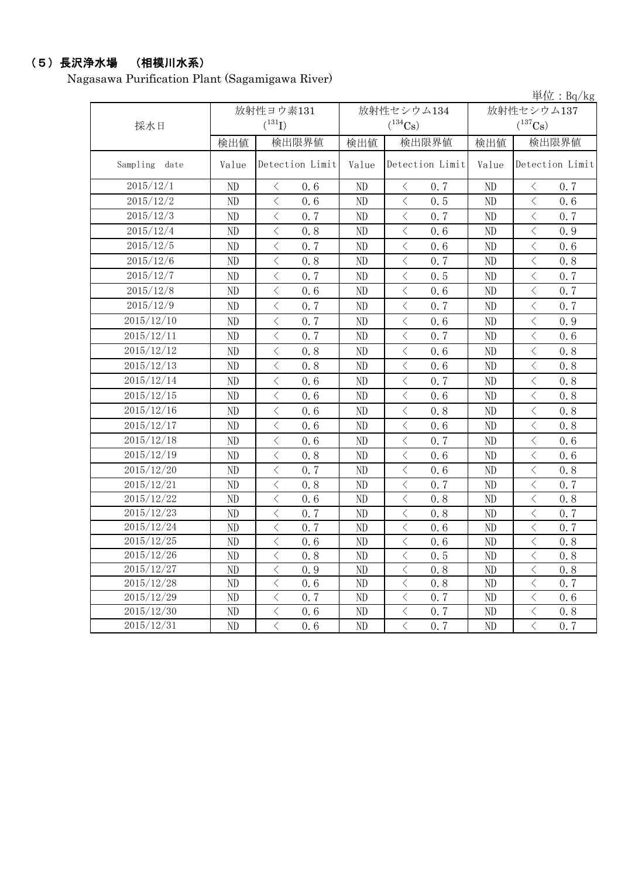## （5）長沢浄水場　（相模川水系）

Nagasawa Purification Plant (Sagamigawa River)

単位：Bq/kg

| 採水日 | 放射性ヨウ素131 ($^{131}$I) | | 放射性セシウム134 ($^{134}$Cs) | | 放射性セシウム137 ($^{137}$Cs) | |
|---|---|---|---|---|---|---|
| | 検出値 | 検出限界値 | 検出値 | 検出限界値 | 検出値 | 検出限界値 |
| Sampling date | Value | Detection Limit | Value | Detection Limit | Value | Detection Limit |
| 2015/12/1 | ND | ＜ 0.6 | ND | ＜ 0.7 | ND | ＜ 0.7 |
| 2015/12/2 | ND | ＜ 0.6 | ND | ＜ 0.5 | ND | ＜ 0.6 |
| 2015/12/3 | ND | ＜ 0.7 | ND | ＜ 0.7 | ND | ＜ 0.7 |
| 2015/12/4 | ND | ＜ 0.8 | ND | ＜ 0.6 | ND | ＜ 0.9 |
| 2015/12/5 | ND | ＜ 0.7 | ND | ＜ 0.6 | ND | ＜ 0.6 |
| 2015/12/6 | ND | ＜ 0.8 | ND | ＜ 0.7 | ND | ＜ 0.8 |
| 2015/12/7 | ND | ＜ 0.7 | ND | ＜ 0.5 | ND | ＜ 0.7 |
| 2015/12/8 | ND | ＜ 0.6 | ND | ＜ 0.6 | ND | ＜ 0.7 |
| 2015/12/9 | ND | ＜ 0.7 | ND | ＜ 0.7 | ND | ＜ 0.7 |
| 2015/12/10 | ND | ＜ 0.7 | ND | ＜ 0.6 | ND | ＜ 0.9 |
| 2015/12/11 | ND | ＜ 0.7 | ND | ＜ 0.7 | ND | ＜ 0.6 |
| 2015/12/12 | ND | ＜ 0.8 | ND | ＜ 0.6 | ND | ＜ 0.8 |
| 2015/12/13 | ND | ＜ 0.8 | ND | ＜ 0.6 | ND | ＜ 0.8 |
| 2015/12/14 | ND | ＜ 0.6 | ND | ＜ 0.7 | ND | ＜ 0.8 |
| 2015/12/15 | ND | ＜ 0.6 | ND | ＜ 0.6 | ND | ＜ 0.8 |
| 2015/12/16 | ND | ＜ 0.6 | ND | ＜ 0.8 | ND | ＜ 0.8 |
| 2015/12/17 | ND | ＜ 0.6 | ND | ＜ 0.6 | ND | ＜ 0.8 |
| 2015/12/18 | ND | ＜ 0.6 | ND | ＜ 0.7 | ND | ＜ 0.6 |
| 2015/12/19 | ND | ＜ 0.8 | ND | ＜ 0.6 | ND | ＜ 0.6 |
| 2015/12/20 | ND | ＜ 0.7 | ND | ＜ 0.6 | ND | ＜ 0.8 |
| 2015/12/21 | ND | ＜ 0.8 | ND | ＜ 0.7 | ND | ＜ 0.7 |
| 2015/12/22 | ND | ＜ 0.6 | ND | ＜ 0.8 | ND | ＜ 0.8 |
| 2015/12/23 | ND | ＜ 0.7 | ND | ＜ 0.8 | ND | ＜ 0.7 |
| 2015/12/24 | ND | ＜ 0.7 | ND | ＜ 0.6 | ND | ＜ 0.7 |
| 2015/12/25 | ND | ＜ 0.6 | ND | ＜ 0.6 | ND | ＜ 0.8 |
| 2015/12/26 | ND | ＜ 0.8 | ND | ＜ 0.5 | ND | ＜ 0.8 |
| 2015/12/27 | ND | ＜ 0.9 | ND | ＜ 0.8 | ND | ＜ 0.8 |
| 2015/12/28 | ND | ＜ 0.6 | ND | ＜ 0.8 | ND | ＜ 0.7 |
| 2015/12/29 | ND | ＜ 0.7 | ND | ＜ 0.7 | ND | ＜ 0.6 |
| 2015/12/30 | ND | ＜ 0.6 | ND | ＜ 0.7 | ND | ＜ 0.8 |
| 2015/12/31 | ND | ＜ 0.6 | ND | ＜ 0.7 | ND | ＜ 0.7 |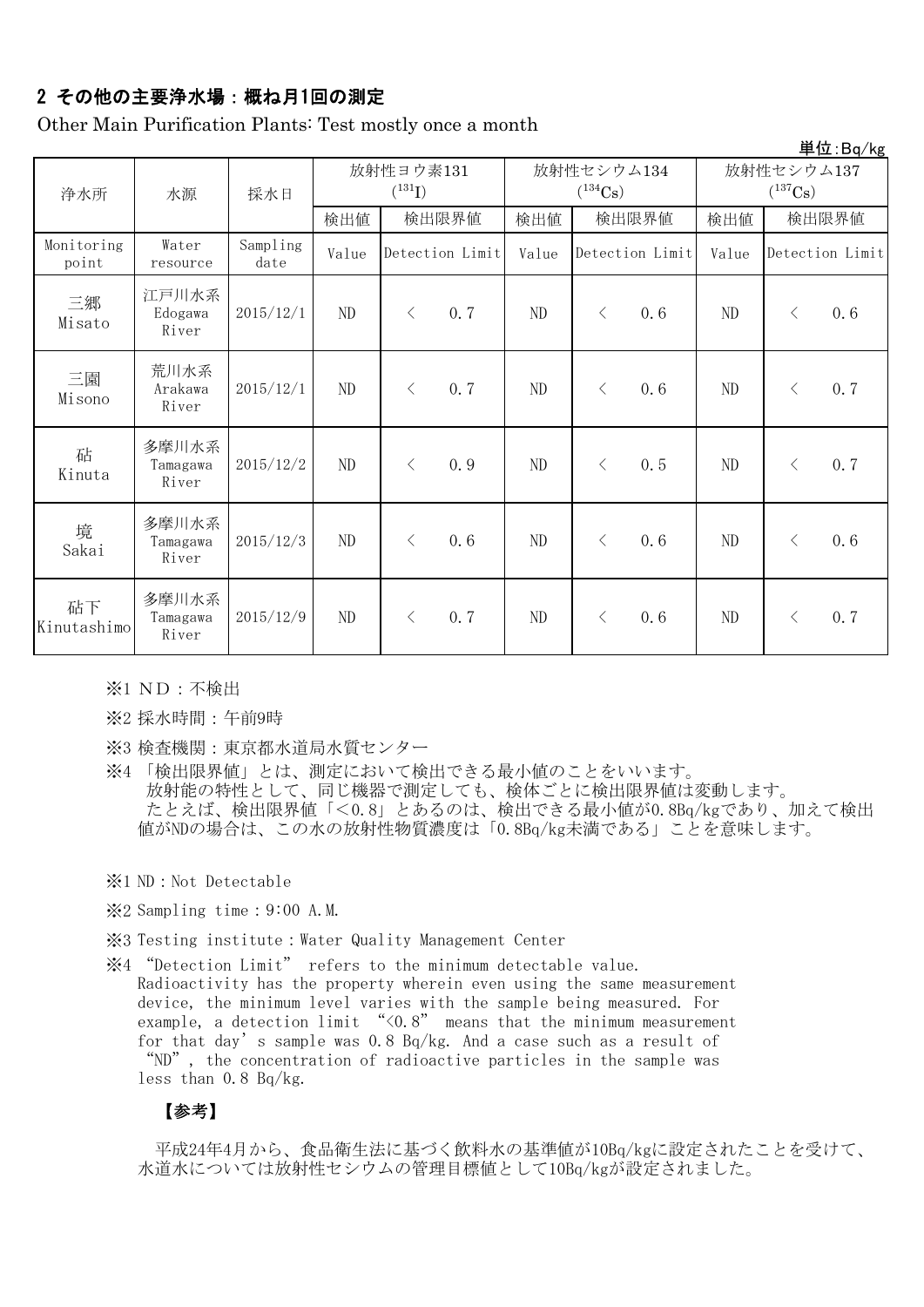## 2 その他の主要浄水場：概ね月1回の測定

Other Main Purification Plants: Test mostly once a month

単位:Bq/kg

| 浄水所 | 水源 | 採水日 | 放射性ヨウ素131 ($^{131}I$) | | 放射性セシウム134 ($^{134}Cs$) | | 放射性セシウム137 ($^{137}Cs$) | |
|---|---|---|---|---|---|---|---|---|
| | | | 検出値 | 検出限界値 | 検出値 | 検出限界値 | 検出値 | 検出限界値 |
| Monitoring point | Water resource | Sampling date | Value | Detection Limit | Value | Detection Limit | Value | Detection Limit |
| 三郷 Misato | 江戸川水系 Edogawa River | 2015/12/1 | ND | ＜ 0.7 | ND | ＜ 0.6 | ND | ＜ 0.6 |
| 三園 Misono | 荒川水系 Arakawa River | 2015/12/1 | ND | ＜ 0.7 | ND | ＜ 0.6 | ND | ＜ 0.7 |
| 砧 Kinuta | 多摩川水系 Tamagawa River | 2015/12/2 | ND | ＜ 0.9 | ND | ＜ 0.5 | ND | ＜ 0.7 |
| 境 Sakai | 多摩川水系 Tamagawa River | 2015/12/3 | ND | ＜ 0.6 | ND | ＜ 0.6 | ND | ＜ 0.6 |
| 砧下 Kinutashimo | 多摩川水系 Tamagawa River | 2015/12/9 | ND | ＜ 0.7 | ND | ＜ 0.6 | ND | ＜ 0.7 |

※1 ＮＤ：不検出

※2 採水時間：午前9時

※3 検査機関：東京都水道局水質センター

※4 「検出限界値」とは、測定において検出できる最小値のことをいいます。
放射能の特性として、同じ機器で測定しても、検体ごとに検出限界値は変動します。
たとえば、検出限界値「<0.8」とあるのは、検出できる最小値が0.8Bq/kgであり、加えて検出値がNDの場合は、この水の放射性物質濃度は「0.8Bq/kg未満である」ことを意味します。

※1 ND：Not Detectable

※2 Sampling time：9:00 A.M.

※3 Testing institute：Water Quality Management Center

※4 "Detection Limit" refers to the minimum detectable value.
Radioactivity has the property wherein even using the same measurement device, the minimum level varies with the sample being measured. For example, a detection limit "<0.8" means that the minimum measurement for that day's sample was 0.8 Bq/kg. And a case such as a result of "ND", the concentration of radioactive particles in the sample was less than 0.8 Bq/kg.

【参考】

平成24年4月から、食品衛生法に基づく飲料水の基準値が10Bq/kgに設定されたことを受けて、水道水については放射性セシウムの管理目標値として10Bq/kgが設定されました。